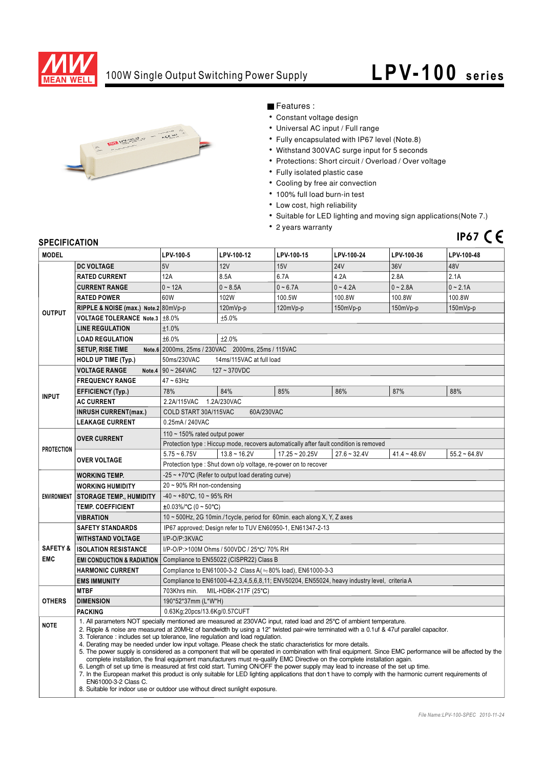# 100W Single Output Switching Power Supply

# LPV-100 series

MEAN WELL

■ Features :

- Constant voltage design
- Universal AC input / Full range
- Fully encapsulated with IP67 level (Note.8)
- Withstand 300VAC surge input for 5 seconds
- Protections: Short circuit / Overload / Over voltage
- Fully isolated plastic case
- Cooling by free air convection
- 100% full load burn-in test
- Low cost, high reliability
- Suitable for LED lighting and moving sign applications(Note 7.)
- 2 years warranty

IP67 CE

## SPECIFICATION

| MODEL | | LPV-100-5 | LPV-100-12 | LPV-100-15 | LPV-100-24 | LPV-100-36 | LPV-100-48 |
|---|---|---|---|---|---|---|---|
| OUTPUT | DC VOLTAGE | 5V | 12V | 15V | 24V | 36V | 48V |
| | RATED CURRENT | 12A | 8.5A | 6.7A | 4.2A | 2.8A | 2.1A |
| | CURRENT RANGE | 0 ~ 12A | 0 ~ 8.5A | 0 ~ 6.7A | 0 ~ 4.2A | 0 ~ 2.8A | 0 ~ 2.1A |
| | RATED POWER | 60W | 102W | 100.5W | 100.8W | 100.8W | 100.8W |
| | RIPPLE & NOISE (max.) Note.2 | 80mVp-p | 120mVp-p | 120mVp-p | 150mVp-p | 150mVp-p | 150mVp-p |
| | VOLTAGE TOLERANCE Note.3 | ±8.0% | ±5.0% | | | | |
| | LINE REGULATION | ±1.0% | | | | | |
| | LOAD REGULATION | ±6.0% | ±2.0% | | | | |
| | SETUP, RISE TIME Note.6 | 2000ms, 25ms / 230VAC 2000ms, 25ms / 115VAC | | | | | |
| | HOLD UP TIME (Typ.) | 50ms/230VAC 14ms/115VAC at full load | | | | | |
| INPUT | VOLTAGE RANGE Note.4 | 90 ~ 264VAC 127 ~ 370VDC | | | | | |
| | FREQUENCY RANGE | 47 ~ 63Hz | | | | | |
| | EFFICIENCY (Typ.) | 78% | 84% | 85% | 86% | 87% | 88% |
| | AC CURRENT | 2.2A/115VAC 1.2A/230VAC | | | | | |
| | INRUSH CURRENT(max.) | COLD START 30A/115VAC 60A/230VAC | | | | | |
| | LEAKAGE CURRENT | 0.25mA / 240VAC | | | | | |
| PROTECTION | OVER CURRENT | 110 ~ 150% rated output power | | | | | |
| | | Protection type : Hiccup mode, recovers automatically after fault condition is removed | | | | | |
| | OVER VOLTAGE | 5.75 ~ 6.75V | 13.8 ~ 16.2V | 17.25 ~ 20.25V | 27.6 ~ 32.4V | 41.4 ~ 48.6V | 55.2 ~ 64.8V |
| | | Protection type : Shut down o/p voltage, re-power on to recover | | | | | |
| ENVIRONMENT | WORKING TEMP. | -25 ~ +70℃ (Refer to output load derating curve) | | | | | |
| | WORKING HUMIDITY | 20 ~ 90% RH non-condensing | | | | | |
| | STORAGE TEMP., HUMIDITY | -40 ~ +80℃, 10 ~ 95% RH | | | | | |
| | TEMP. COEFFICIENT | ±0.03%/℃ (0 ~ 50℃) | | | | | |
| | VIBRATION | 10 ~ 500Hz, 2G 10min./1cycle, period for 60min. each along X, Y, Z axes | | | | | |
| SAFETY & EMC | SAFETY STANDARDS | IP67 approved; Design refer to TUV EN60950-1, EN61347-2-13 | | | | | |
| | WITHSTAND VOLTAGE | I/P-O/P:3KVAC | | | | | |
| | ISOLATION RESISTANCE | I/P-O/P:>100M Ohms / 500VDC / 25℃/ 70% RH | | | | | |
| | EMI CONDUCTION & RADIATION | Compliance to EN55022 (CISPR22) Class B | | | | | |
| | HARMONIC CURRENT | Compliance to EN61000-3-2 Class A(≒80% load), EN61000-3-3 | | | | | |
| | EMS IMMUNITY | Compliance to EN61000-4-2,3,4,5,6,8,11; ENV50204, EN55024, heavy industry level, criteria A | | | | | |
| OTHERS | MTBF | 703Khrs min. MIL-HDBK-217F (25℃) | | | | | |
| | DIMENSION | 190\*52\*37mm (L\*W\*H) | | | | | |
| | PACKING | 0.63Kg;20pcs/13.6Kg/0.57CUFT | | | | | |

**NOTE**

1. All parameters NOT specially mentioned are measured at 230VAC input, rated load and 25℃ of ambient temperature.
2. Ripple & noise are measured at 20MHz of bandwidth by using a 12" twisted pair-wire terminated with a 0.1uf & 47uf parallel capacitor.
3. Tolerance : includes set up tolerance, line regulation and load regulation.
4. Derating may be needed under low input voltage. Please check the static characteristics for more details.
5. The power supply is considered as a component that will be operated in combination with final equipment. Since EMC performance will be affected by the complete installation, the final equipment manufacturers must re-qualify EMC Directive on the complete installation again.
6. Length of set up time is measured at first cold start. Turning ON/OFF the power supply may lead to increase of the set up time.
7. In the European market this product is only suitable for LED lighting applications that don't have to comply with the harmonic current requirements of EN61000-3-2 Class C.
8. Suitable for indoor use or outdoor use without direct sunlight exposure.

File Name:LPV-100-SPEC 2010-11-24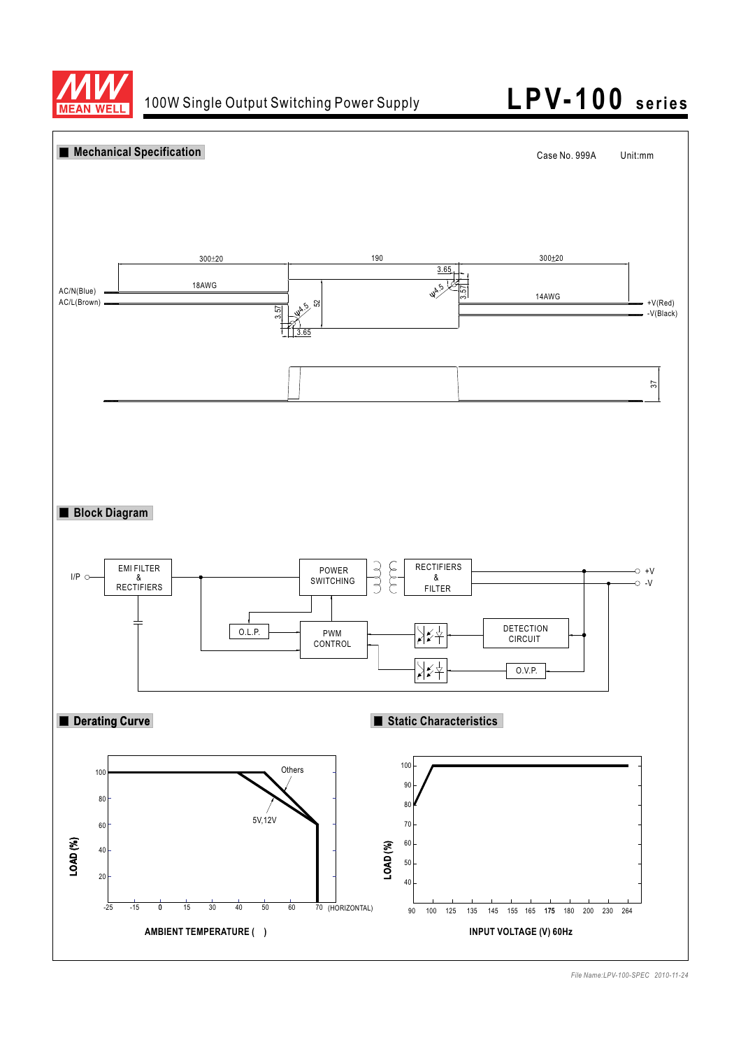## Mechanical Specification

Case No. 999A Unit:mm

300±20

190

300±20

18AWG

3.65

AC/N(Blue)

AC/L(Brown)

ψ4.5

3.57

14AWG

52

+V(Red)

-V(Black)

3.57

ψ4.5

3.65

37

## Block Diagram

I/P

EMI FILTER & RECTIFIERS

POWER SWITCHING

RECTIFIERS & FILTER

+V

-V

O.L.P.

PWM CONTROL

DETECTION CIRCUIT

O.V.P.

## Derating Curve

LOAD (%)

100

80

60

40

20

Others

5V,12V

-25 -15 0 15 30 40 50 60 70 (HORIZONTAL)

AMBIENT TEMPERATURE ( )

## Static Characteristics

LOAD (%)

100

90

80

70

60

50

40

90 100 125 135 145 155 165 175 180 200 230 264

INPUT VOLTAGE (V) 60Hz

*File Name:LPV-100-SPEC 2010-11-24*